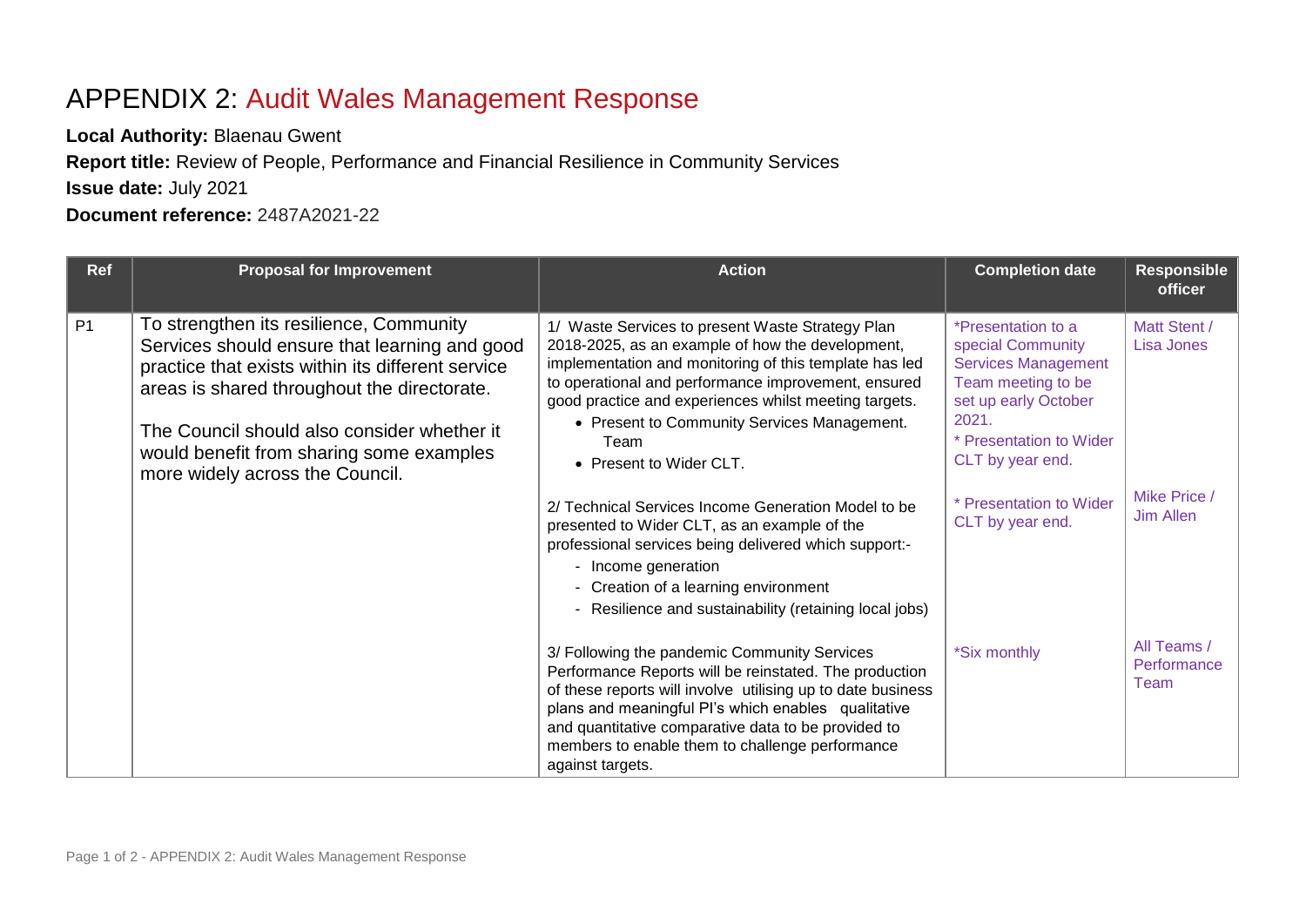# APPENDIX 2: Audit Wales Management Response

**Local Authority:** Blaenau Gwent

**Report title:** Review of People, Performance and Financial Resilience in Community Services

**Issue date:** July 2021

**Document reference:** 2487A2021-22

| Ref | Proposal for Improvement | Action | Completion date | Responsible officer |
|---|---|---|---|---|
| P1 | To strengthen its resilience, Community Services should ensure that learning and good practice that exists within its different service areas is shared throughout the directorate.<br><br>The Council should also consider whether it would benefit from sharing some examples more widely across the Council. | 1/ Waste Services to present Waste Strategy Plan 2018-2025, as an example of how the development, implementation and monitoring of this template has led to operational and performance improvement, ensured good practice and experiences whilst meeting targets.<br>• Present to Community Services Management. Team<br>• Present to Wider CLT. | *Presentation to a special Community Services Management Team meeting to be set up early October 2021.<br>* Presentation to Wider CLT by year end. | Matt Stent / Lisa Jones |
| | | 2/ Technical Services Income Generation Model to be presented to Wider CLT, as an example of the professional services being delivered which support:-<br>- Income generation<br>- Creation of a learning environment<br>- Resilience and sustainability (retaining local jobs) | * Presentation to Wider CLT by year end. | Mike Price / Jim Allen |
| | | 3/ Following the pandemic Community Services Performance Reports will be reinstated. The production of these reports will involve utilising up to date business plans and meaningful PI's which enables qualitative and quantitative comparative data to be provided to members to enable them to challenge performance against targets. | *Six monthly | All Teams / Performance Team |